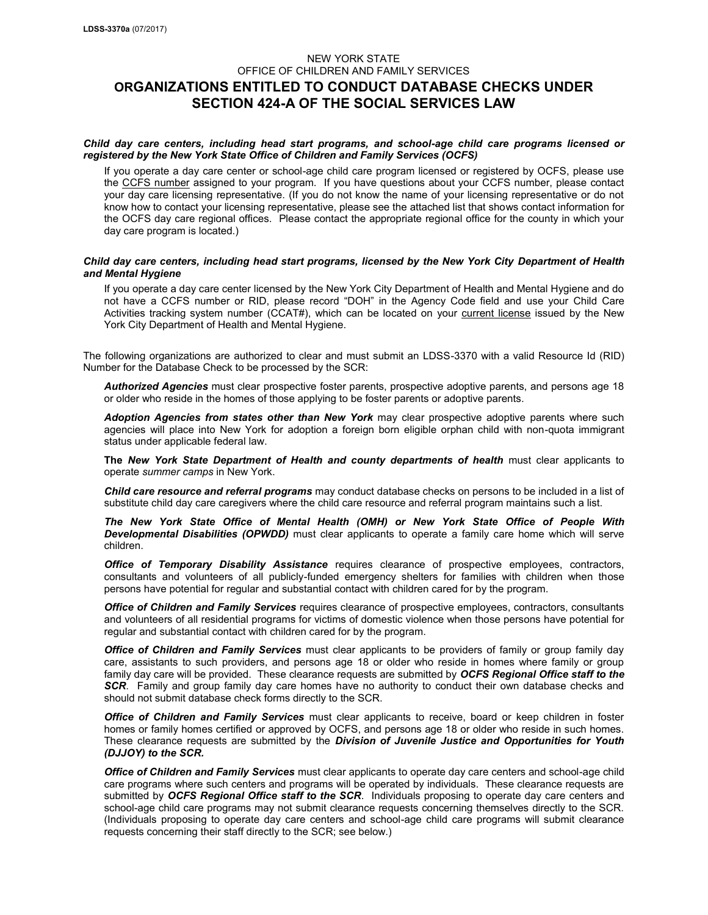LDSS-3370a (07/2017)

NEW YORK STATE
OFFICE OF CHILDREN AND FAMILY SERVICES

# ORGANIZATIONS ENTITLED TO CONDUCT DATABASE CHECKS UNDER SECTION 424-A OF THE SOCIAL SERVICES LAW

***Child day care centers, including head start programs, and school-age child care programs licensed or registered by the New York State Office of Children and Family Services (OCFS)***

If you operate a day care center or school-age child care program licensed or registered by OCFS, please use the CCFS number assigned to your program. If you have questions about your CCFS number, please contact your day care licensing representative. (If you do not know the name of your licensing representative or do not know how to contact your licensing representative, please see the attached list that shows contact information for the OCFS day care regional offices. Please contact the appropriate regional office for the county in which your day care program is located.)

***Child day care centers, including head start programs, licensed by the New York City Department of Health and Mental Hygiene***

If you operate a day care center licensed by the New York City Department of Health and Mental Hygiene and do not have a CCFS number or RID, please record "DOH" in the Agency Code field and use your Child Care Activities tracking system number (CCAT#), which can be located on your current license issued by the New York City Department of Health and Mental Hygiene.

The following organizations are authorized to clear and must submit an LDSS-3370 with a valid Resource Id (RID) Number for the Database Check to be processed by the SCR:

***Authorized Agencies*** must clear prospective foster parents, prospective adoptive parents, and persons age 18 or older who reside in the homes of those applying to be foster parents or adoptive parents.

***Adoption Agencies from states other than New York*** may clear prospective adoptive parents where such agencies will place into New York for adoption a foreign born eligible orphan child with non-quota immigrant status under applicable federal law.

**The *New York State Department of Health and county departments of health*** must clear applicants to operate *summer camps* in New York.

***Child care resource and referral programs*** may conduct database checks on persons to be included in a list of substitute child day care caregivers where the child care resource and referral program maintains such a list.

***The New York State Office of Mental Health (OMH) or New York State Office of People With Developmental Disabilities (OPWDD)*** must clear applicants to operate a family care home which will serve children.

***Office of Temporary Disability Assistance*** requires clearance of prospective employees, contractors, consultants and volunteers of all publicly-funded emergency shelters for families with children when those persons have potential for regular and substantial contact with children cared for by the program.

***Office of Children and Family Services*** requires clearance of prospective employees, contractors, consultants and volunteers of all residential programs for victims of domestic violence when those persons have potential for regular and substantial contact with children cared for by the program.

***Office of Children and Family Services*** must clear applicants to be providers of family or group family day care, assistants to such providers, and persons age 18 or older who reside in homes where family or group family day care will be provided. These clearance requests are submitted by ***OCFS Regional Office staff to the SCR***. Family and group family day care homes have no authority to conduct their own database checks and should not submit database check forms directly to the SCR.

***Office of Children and Family Services*** must clear applicants to receive, board or keep children in foster homes or family homes certified or approved by OCFS, and persons age 18 or older who reside in such homes. These clearance requests are submitted by the ***Division of Juvenile Justice and Opportunities for Youth (DJJOY) to the SCR.***

***Office of Children and Family Services*** must clear applicants to operate day care centers and school-age child care programs where such centers and programs will be operated by individuals. These clearance requests are submitted by ***OCFS Regional Office staff to the SCR***. Individuals proposing to operate day care centers and school-age child care programs may not submit clearance requests concerning themselves directly to the SCR. (Individuals proposing to operate day care centers and school-age child care programs will submit clearance requests concerning their staff directly to the SCR; see below.)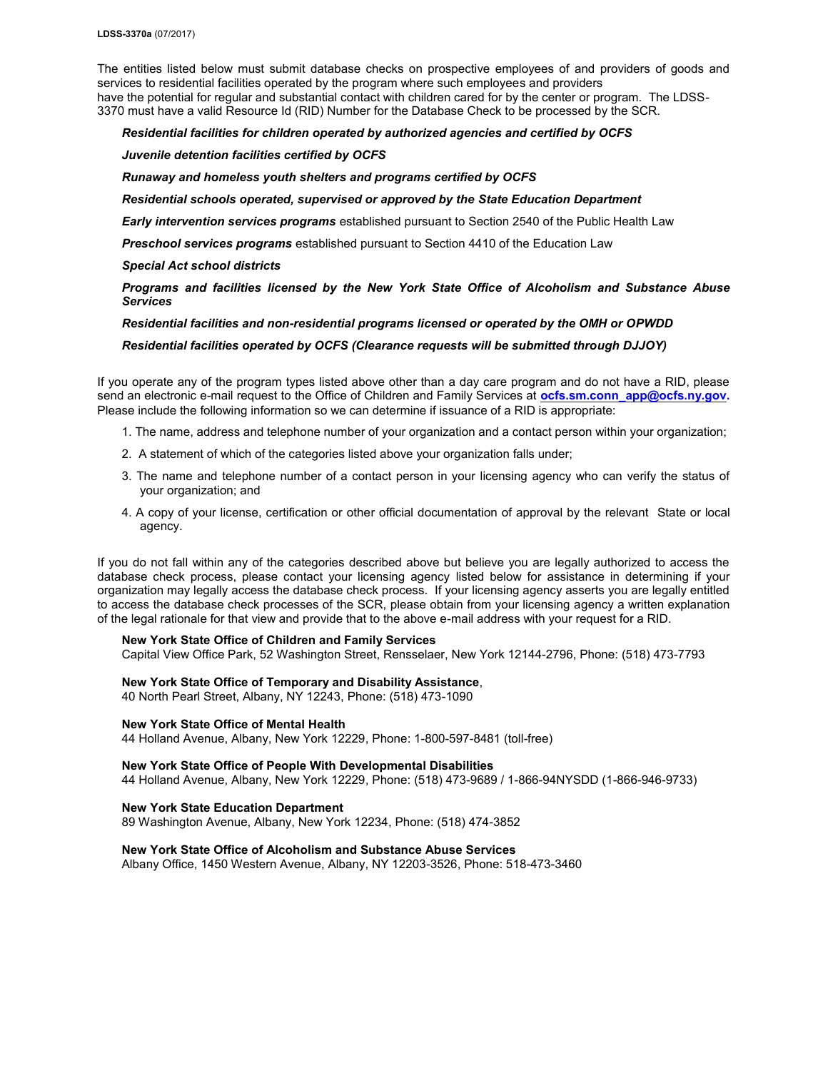The entities listed below must submit database checks on prospective employees of and providers of goods and services to residential facilities operated by the program where such employees and providers have the potential for regular and substantial contact with children cared for by the center or program. The LDSS-3370 must have a valid Resource Id (RID) Number for the Database Check to be processed by the SCR.

***Residential facilities for children operated by authorized agencies and certified by OCFS***

***Juvenile detention facilities certified by OCFS***

***Runaway and homeless youth shelters and programs certified by OCFS***

***Residential schools operated, supervised or approved by the State Education Department***

***Early intervention services programs*** established pursuant to Section 2540 of the Public Health Law

***Preschool services programs*** established pursuant to Section 4410 of the Education Law

***Special Act school districts***

***Programs and facilities licensed by the New York State Office of Alcoholism and Substance Abuse Services***

***Residential facilities and non-residential programs licensed or operated by the OMH or OPWDD***

***Residential facilities operated by OCFS (Clearance requests will be submitted through DJJOY)***

If you operate any of the program types listed above other than a day care program and do not have a RID, please send an electronic e-mail request to the Office of Children and Family Services at **ocfs.sm.conn_app@ocfs.ny.gov.** Please include the following information so we can determine if issuance of a RID is appropriate:

1. The name, address and telephone number of your organization and a contact person within your organization;
2. A statement of which of the categories listed above your organization falls under;
3. The name and telephone number of a contact person in your licensing agency who can verify the status of your organization; and
4. A copy of your license, certification or other official documentation of approval by the relevant State or local agency.

If you do not fall within any of the categories described above but believe you are legally authorized to access the database check process, please contact your licensing agency listed below for assistance in determining if your organization may legally access the database check process. If your licensing agency asserts you are legally entitled to access the database check processes of the SCR, please obtain from your licensing agency a written explanation of the legal rationale for that view and provide that to the above e-mail address with your request for a RID.

**New York State Office of Children and Family Services**
Capital View Office Park, 52 Washington Street, Rensselaer, New York 12144-2796, Phone: (518) 473-7793

**New York State Office of Temporary and Disability Assistance**,
40 North Pearl Street, Albany, NY 12243, Phone: (518) 473-1090

**New York State Office of Mental Health**
44 Holland Avenue, Albany, New York 12229, Phone: 1-800-597-8481 (toll-free)

**New York State Office of People With Developmental Disabilities**
44 Holland Avenue, Albany, New York 12229, Phone: (518) 473-9689 / 1-866-94NYSDD (1-866-946-9733)

**New York State Education Department**
89 Washington Avenue, Albany, New York 12234, Phone: (518) 474-3852

**New York State Office of Alcoholism and Substance Abuse Services**
Albany Office, 1450 Western Avenue, Albany, NY 12203-3526, Phone: 518-473-3460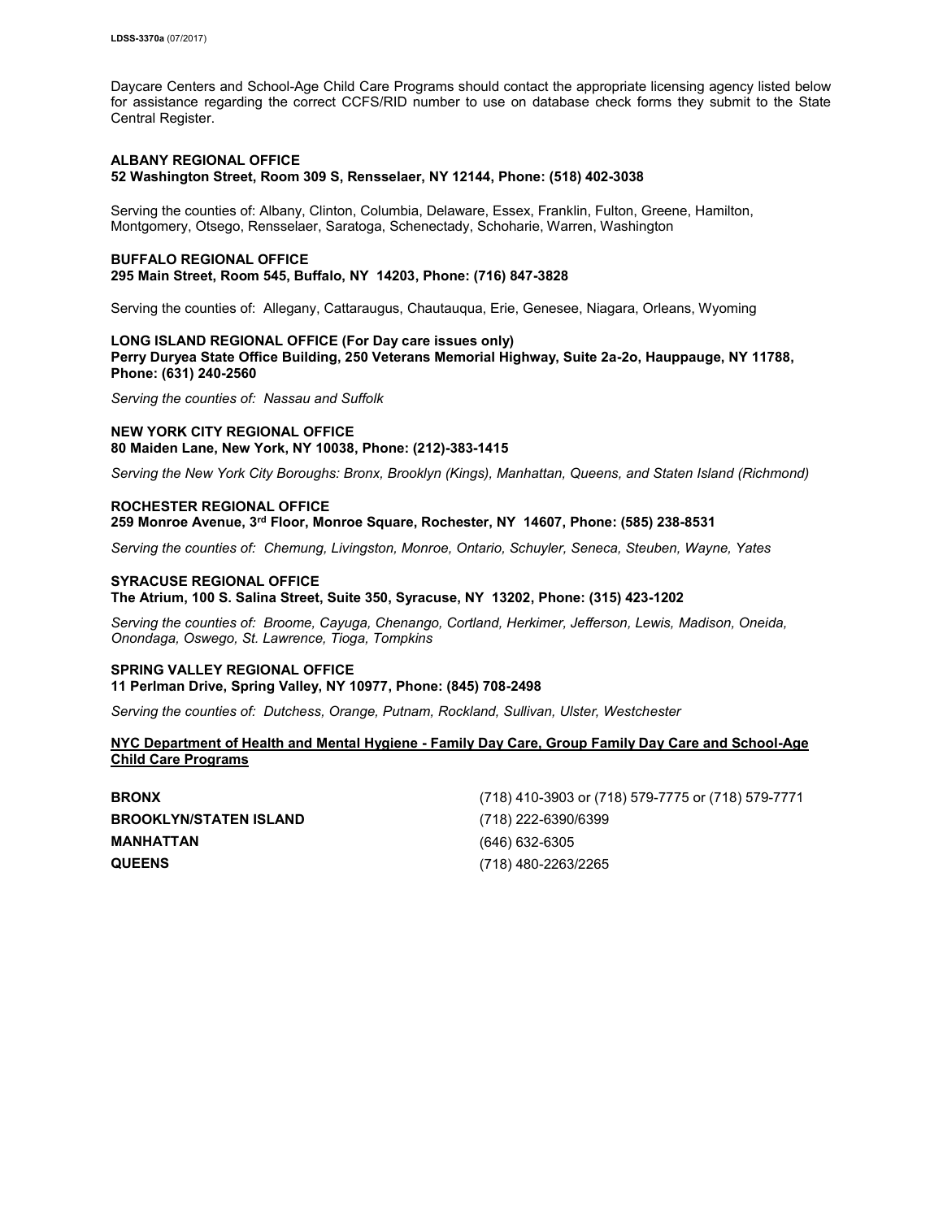Daycare Centers and School-Age Child Care Programs should contact the appropriate licensing agency listed below for assistance regarding the correct CCFS/RID number to use on database check forms they submit to the State Central Register.

**ALBANY REGIONAL OFFICE**
**52 Washington Street, Room 309 S, Rensselaer, NY 12144, Phone: (518) 402-3038**

Serving the counties of: Albany, Clinton, Columbia, Delaware, Essex, Franklin, Fulton, Greene, Hamilton, Montgomery, Otsego, Rensselaer, Saratoga, Schenectady, Schoharie, Warren, Washington

**BUFFALO REGIONAL OFFICE**
**295 Main Street, Room 545, Buffalo, NY 14203, Phone: (716) 847-3828**

Serving the counties of: Allegany, Cattaraugus, Chautauqua, Erie, Genesee, Niagara, Orleans, Wyoming

**LONG ISLAND REGIONAL OFFICE (For Day care issues only)**
**Perry Duryea State Office Building, 250 Veterans Memorial Highway, Suite 2a-2o, Hauppauge, NY 11788, Phone: (631) 240-2560**

*Serving the counties of: Nassau and Suffolk*

**NEW YORK CITY REGIONAL OFFICE**
**80 Maiden Lane, New York, NY 10038, Phone: (212)-383-1415**

*Serving the New York City Boroughs: Bronx, Brooklyn (Kings), Manhattan, Queens, and Staten Island (Richmond)*

**ROCHESTER REGIONAL OFFICE**
**259 Monroe Avenue, 3rd Floor, Monroe Square, Rochester, NY 14607, Phone: (585) 238-8531**

*Serving the counties of: Chemung, Livingston, Monroe, Ontario, Schuyler, Seneca, Steuben, Wayne, Yates*

**SYRACUSE REGIONAL OFFICE**
**The Atrium, 100 S. Salina Street, Suite 350, Syracuse, NY 13202, Phone: (315) 423-1202**

*Serving the counties of: Broome, Cayuga, Chenango, Cortland, Herkimer, Jefferson, Lewis, Madison, Oneida, Onondaga, Oswego, St. Lawrence, Tioga, Tompkins*

**SPRING VALLEY REGIONAL OFFICE**
**11 Perlman Drive, Spring Valley, NY 10977, Phone: (845) 708-2498**

*Serving the counties of: Dutchess, Orange, Putnam, Rockland, Sullivan, Ulster, Westchester*

**NYC Department of Health and Mental Hygiene - Family Day Care, Group Family Day Care and School-Age Child Care Programs**

| | |
|---|---|
| **BRONX** | (718) 410-3903 or (718) 579-7775 or (718) 579-7771 |
| **BROOKLYN/STATEN ISLAND** | (718) 222-6390/6399 |
| **MANHATTAN** | (646) 632-6305 |
| **QUEENS** | (718) 480-2263/2265 |